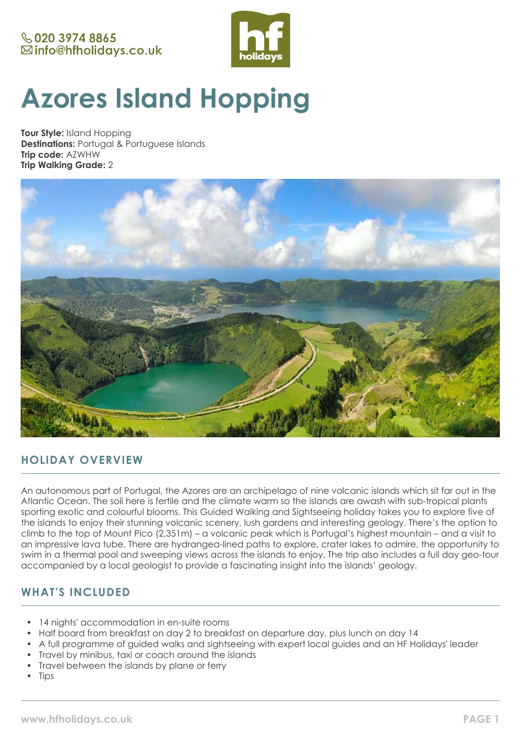020 3974 8865
info@hfholidays.co.uk

# Azores Island Hopping

**Tour Style:** Island Hopping
**Destinations:** Portugal & Portuguese Islands
**Trip code:** AZWHW
**Trip Walking Grade:** 2

## HOLIDAY OVERVIEW

An autonomous part of Portugal, the Azores are an archipelago of nine volcanic islands which sit far out in the Atlantic Ocean. The soil here is fertile and the climate warm so the islands are awash with sub-tropical plants sporting exotic and colourful blooms. This Guided Walking and Sightseeing holiday takes you to explore five of the islands to enjoy their stunning volcanic scenery, lush gardens and interesting geology. There's the option to climb to the top of Mount Pico (2,351m) – a volcanic peak which is Portugal's highest mountain – and a visit to an impressive lava tube. There are hydrangea-lined paths to explore, crater lakes to admire, the opportunity to swim in a thermal pool and sweeping views across the islands to enjoy. The trip also includes a full day geo-tour accompanied by a local geologist to provide a fascinating insight into the islands' geology.

## WHAT'S INCLUDED

- 14 nights' accommodation in en-suite rooms
- Half board from breakfast on day 2 to breakfast on departure day, plus lunch on day 14
- A full programme of guided walks and sightseeing with expert local guides and an HF Holidays' leader
- Travel by minibus, taxi or coach around the islands
- Travel between the islands by plane or ferry
- Tips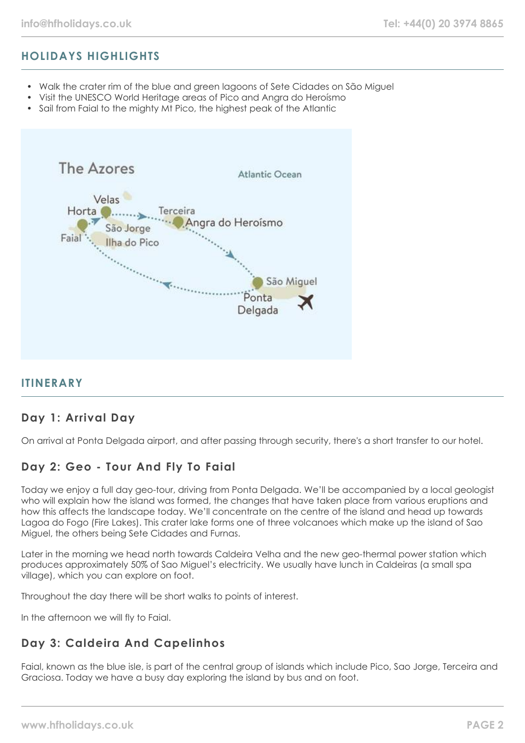## HOLIDAYS HIGHLIGHTS

- Walk the crater rim of the blue and green lagoons of Sete Cidades on São Miguel
- Visit the UNESCO World Heritage areas of Pico and Angra do Heroísmo
- Sail from Faial to the mighty Mt Pico, the highest peak of the Atlantic

## ITINERARY

### Day 1: Arrival Day

On arrival at Ponta Delgada airport, and after passing through security, there's a short transfer to our hotel.

### Day 2: Geo - Tour And Fly To Faial

Today we enjoy a full day geo-tour, driving from Ponta Delgada. We'll be accompanied by a local geologist who will explain how the island was formed, the changes that have taken place from various eruptions and how this affects the landscape today. We'll concentrate on the centre of the island and head up towards Lagoa do Fogo (Fire Lakes). This crater lake forms one of three volcanoes which make up the island of Sao Miguel, the others being Sete Cidades and Furnas.

Later in the morning we head north towards Caldeira Velha and the new geo-thermal power station which produces approximately 50% of Sao Miguel's electricity. We usually have lunch in Caldeiras (a small spa village), which you can explore on foot.

Throughout the day there will be short walks to points of interest.

In the afternoon we will fly to Faial.

### Day 3: Caldeira And Capelinhos

Faial, known as the blue isle, is part of the central group of islands which include Pico, Sao Jorge, Terceira and Graciosa. Today we have a busy day exploring the island by bus and on foot.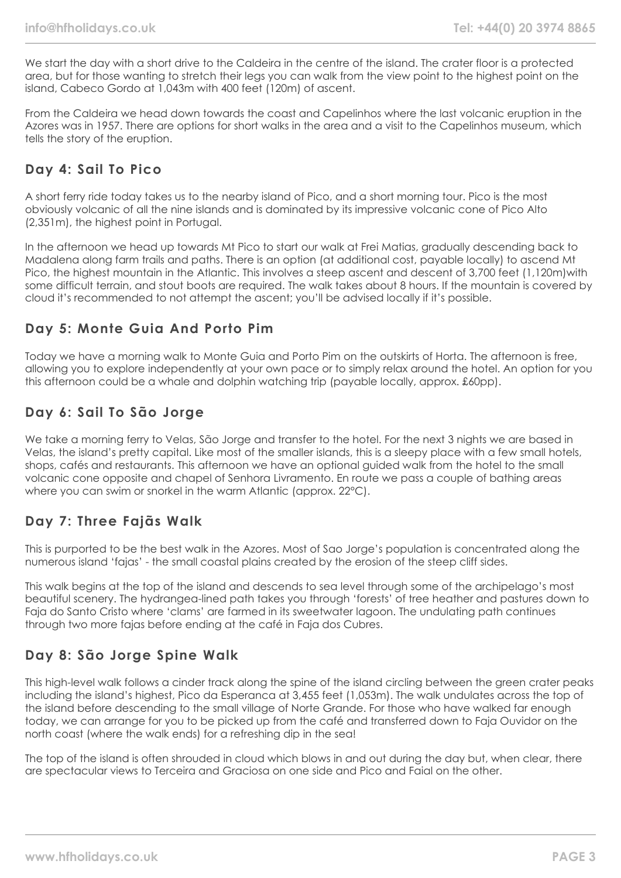We start the day with a short drive to the Caldeira in the centre of the island. The crater floor is a protected area, but for those wanting to stretch their legs you can walk from the view point to the highest point on the island, Cabeco Gordo at 1,043m with 400 feet (120m) of ascent.

From the Caldeira we head down towards the coast and Capelinhos where the last volcanic eruption in the Azores was in 1957. There are options for short walks in the area and a visit to the Capelinhos museum, which tells the story of the eruption.

## Day 4: Sail To Pico

A short ferry ride today takes us to the nearby island of Pico, and a short morning tour. Pico is the most obviously volcanic of all the nine islands and is dominated by its impressive volcanic cone of Pico Alto (2,351m), the highest point in Portugal.

In the afternoon we head up towards Mt Pico to start our walk at Frei Matias, gradually descending back to Madalena along farm trails and paths. There is an option (at additional cost, payable locally) to ascend Mt Pico, the highest mountain in the Atlantic. This involves a steep ascent and descent of 3,700 feet (1,120m)with some difficult terrain, and stout boots are required. The walk takes about 8 hours. If the mountain is covered by cloud it's recommended to not attempt the ascent; you'll be advised locally if it's possible.

## Day 5: Monte Guia And Porto Pim

Today we have a morning walk to Monte Guia and Porto Pim on the outskirts of Horta. The afternoon is free, allowing you to explore independently at your own pace or to simply relax around the hotel. An option for you this afternoon could be a whale and dolphin watching trip (payable locally, approx. £60pp).

## Day 6: Sail To São Jorge

We take a morning ferry to Velas, São Jorge and transfer to the hotel. For the next 3 nights we are based in Velas, the island's pretty capital. Like most of the smaller islands, this is a sleepy place with a few small hotels, shops, cafés and restaurants. This afternoon we have an optional guided walk from the hotel to the small volcanic cone opposite and chapel of Senhora Livramento. En route we pass a couple of bathing areas where you can swim or snorkel in the warm Atlantic (approx. 22°C).

## Day 7: Three Fajãs Walk

This is purported to be the best walk in the Azores. Most of Sao Jorge's population is concentrated along the numerous island 'fajas' - the small coastal plains created by the erosion of the steep cliff sides.

This walk begins at the top of the island and descends to sea level through some of the archipelago's most beautiful scenery. The hydrangea-lined path takes you through 'forests' of tree heather and pastures down to Faja do Santo Cristo where 'clams' are farmed in its sweetwater lagoon. The undulating path continues through two more fajas before ending at the café in Faja dos Cubres.

## Day 8: São Jorge Spine Walk

This high-level walk follows a cinder track along the spine of the island circling between the green crater peaks including the island's highest, Pico da Esperanca at 3,455 feet (1,053m). The walk undulates across the top of the island before descending to the small village of Norte Grande. For those who have walked far enough today, we can arrange for you to be picked up from the café and transferred down to Faja Ouvidor on the north coast (where the walk ends) for a refreshing dip in the sea!

The top of the island is often shrouded in cloud which blows in and out during the day but, when clear, there are spectacular views to Terceira and Graciosa on one side and Pico and Faial on the other.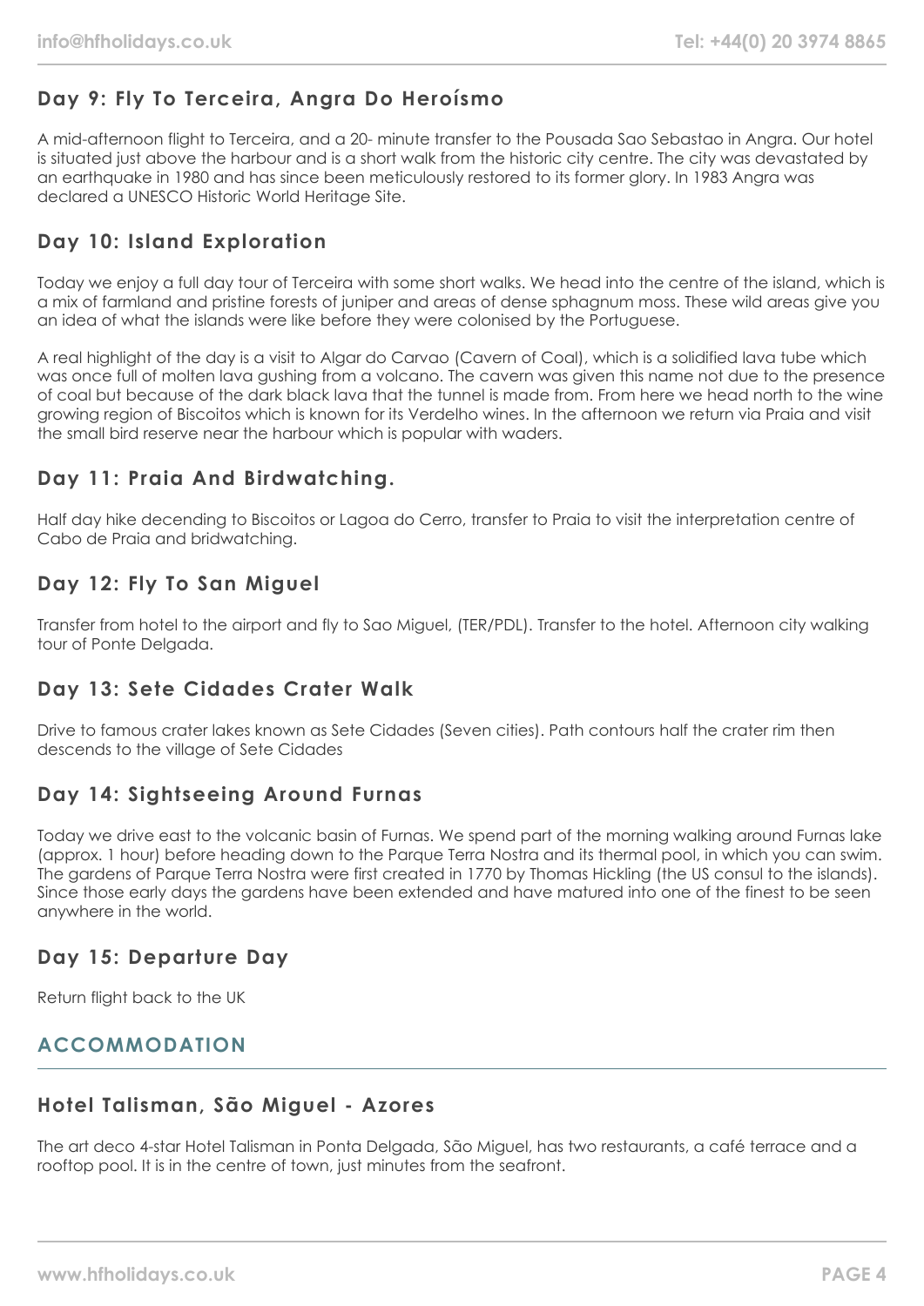## Day 9: Fly To Terceira, Angra Do Heroísmo

A mid-afternoon flight to Terceira, and a 20- minute transfer to the Pousada Sao Sebastao in Angra. Our hotel is situated just above the harbour and is a short walk from the historic city centre. The city was devastated by an earthquake in 1980 and has since been meticulously restored to its former glory. In 1983 Angra was declared a UNESCO Historic World Heritage Site.

## Day 10: Island Exploration

Today we enjoy a full day tour of Terceira with some short walks. We head into the centre of the island, which is a mix of farmland and pristine forests of juniper and areas of dense sphagnum moss. These wild areas give you an idea of what the islands were like before they were colonised by the Portuguese.

A real highlight of the day is a visit to Algar do Carvao (Cavern of Coal), which is a solidified lava tube which was once full of molten lava gushing from a volcano. The cavern was given this name not due to the presence of coal but because of the dark black lava that the tunnel is made from. From here we head north to the wine growing region of Biscoitos which is known for its Verdelho wines. In the afternoon we return via Praia and visit the small bird reserve near the harbour which is popular with waders.

## Day 11: Praia And Birdwatching.

Half day hike decending to Biscoitos or Lagoa do Cerro, transfer to Praia to visit the interpretation centre of Cabo de Praia and bridwatching.

## Day 12: Fly To San Miguel

Transfer from hotel to the airport and fly to Sao Miguel, (TER/PDL). Transfer to the hotel. Afternoon city walking tour of Ponte Delgada.

## Day 13: Sete Cidades Crater Walk

Drive to famous crater lakes known as Sete Cidades (Seven cities). Path contours half the crater rim then descends to the village of Sete Cidades

## Day 14: Sightseeing Around Furnas

Today we drive east to the volcanic basin of Furnas. We spend part of the morning walking around Furnas lake (approx. 1 hour) before heading down to the Parque Terra Nostra and its thermal pool, in which you can swim. The gardens of Parque Terra Nostra were first created in 1770 by Thomas Hickling (the US consul to the islands). Since those early days the gardens have been extended and have matured into one of the finest to be seen anywhere in the world.

## Day 15: Departure Day

Return flight back to the UK

# ACCOMMODATION

## Hotel Talisman, São Miguel - Azores

The art deco 4-star Hotel Talisman in Ponta Delgada, São Miguel, has two restaurants, a café terrace and a rooftop pool. It is in the centre of town, just minutes from the seafront.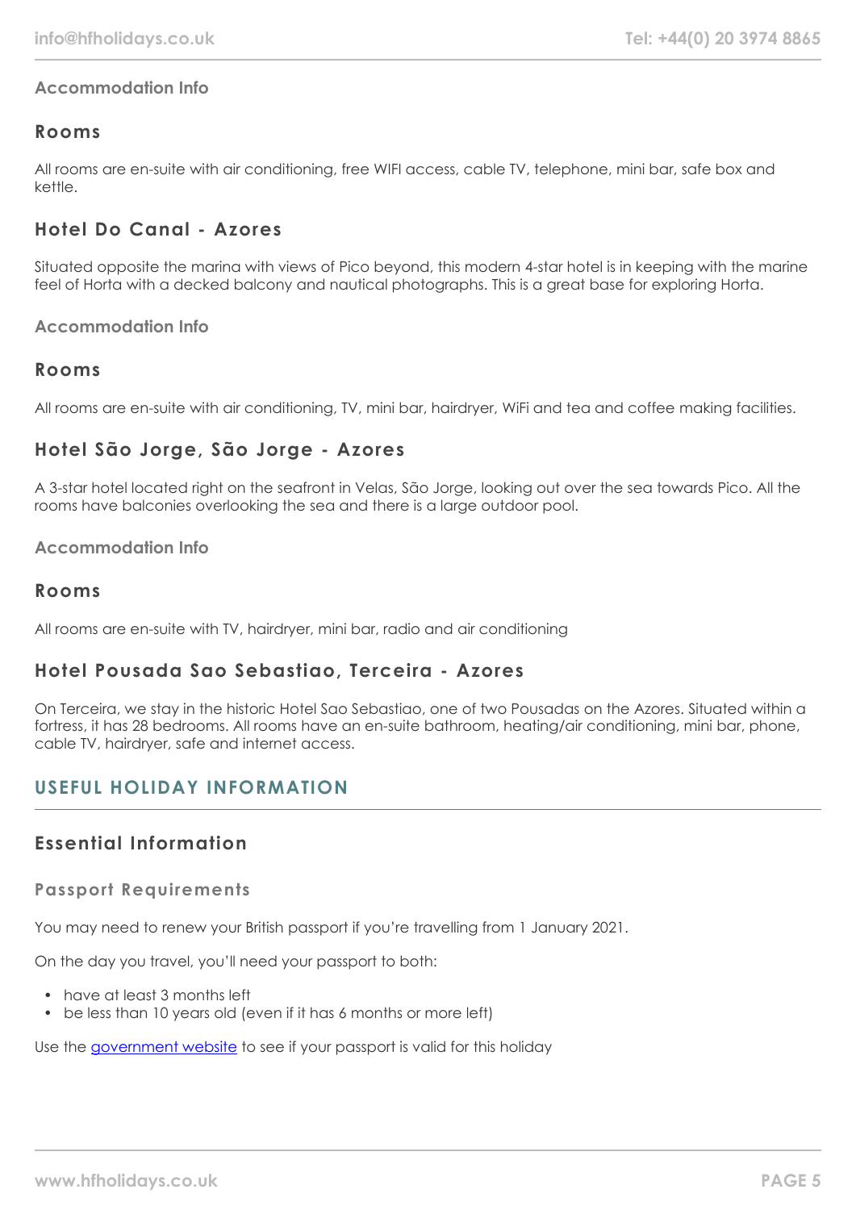### Accommodation Info

## Rooms

All rooms are en-suite with air conditioning, free WIFI access, cable TV, telephone, mini bar, safe box and kettle.

## Hotel Do Canal - Azores

Situated opposite the marina with views of Pico beyond, this modern 4-star hotel is in keeping with the marine feel of Horta with a decked balcony and nautical photographs. This is a great base for exploring Horta.

### Accommodation Info

## Rooms

All rooms are en-suite with air conditioning, TV, mini bar, hairdryer, WiFi and tea and coffee making facilities.

## Hotel São Jorge, São Jorge - Azores

A 3-star hotel located right on the seafront in Velas, São Jorge, looking out over the sea towards Pico. All the rooms have balconies overlooking the sea and there is a large outdoor pool.

### Accommodation Info

## Rooms

All rooms are en-suite with TV, hairdryer, mini bar, radio and air conditioning

## Hotel Pousada Sao Sebastiao, Terceira - Azores

On Terceira, we stay in the historic Hotel Sao Sebastiao, one of two Pousadas on the Azores. Situated within a fortress, it has 28 bedrooms. All rooms have an en-suite bathroom, heating/air conditioning, mini bar, phone, cable TV, hairdryer, safe and internet access.

# USEFUL HOLIDAY INFORMATION

## Essential Information

### Passport Requirements

You may need to renew your British passport if you're travelling from 1 January 2021.

On the day you travel, you'll need your passport to both:

- have at least 3 months left
- be less than 10 years old (even if it has 6 months or more left)

Use the [government website] to see if your passport is valid for this holiday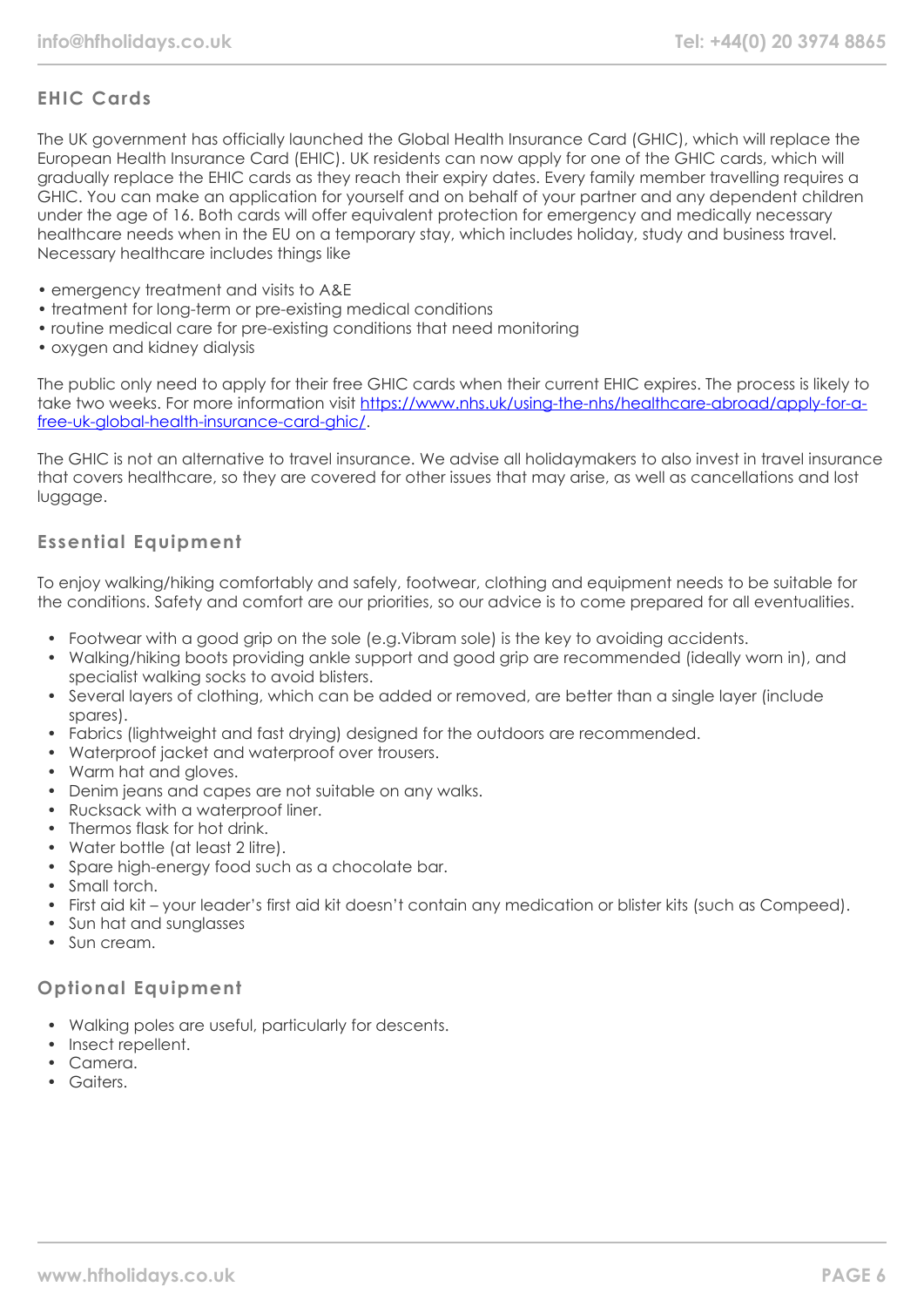## EHIC Cards

The UK government has officially launched the Global Health Insurance Card (GHIC), which will replace the European Health Insurance Card (EHIC). UK residents can now apply for one of the GHIC cards, which will gradually replace the EHIC cards as they reach their expiry dates. Every family member travelling requires a GHIC. You can make an application for yourself and on behalf of your partner and any dependent children under the age of 16. Both cards will offer equivalent protection for emergency and medically necessary healthcare needs when in the EU on a temporary stay, which includes holiday, study and business travel. Necessary healthcare includes things like

- emergency treatment and visits to A&E
- treatment for long-term or pre-existing medical conditions
- routine medical care for pre-existing conditions that need monitoring
- oxygen and kidney dialysis

The public only need to apply for their free GHIC cards when their current EHIC expires. The process is likely to take two weeks. For more information visit [https://www.nhs.uk/using-the-nhs/healthcare-abroad/apply-for-a-free-uk-global-health-insurance-card-ghic/](https://www.nhs.uk/using-the-nhs/healthcare-abroad/apply-for-a-free-uk-global-health-insurance-card-ghic/).

The GHIC is not an alternative to travel insurance. We advise all holidaymakers to also invest in travel insurance that covers healthcare, so they are covered for other issues that may arise, as well as cancellations and lost luggage.

## Essential Equipment

To enjoy walking/hiking comfortably and safely, footwear, clothing and equipment needs to be suitable for the conditions. Safety and comfort are our priorities, so our advice is to come prepared for all eventualities.

- Footwear with a good grip on the sole (e.g.Vibram sole) is the key to avoiding accidents.
- Walking/hiking boots providing ankle support and good grip are recommended (ideally worn in), and specialist walking socks to avoid blisters.
- Several layers of clothing, which can be added or removed, are better than a single layer (include spares).
- Fabrics (lightweight and fast drying) designed for the outdoors are recommended.
- Waterproof jacket and waterproof over trousers.
- Warm hat and gloves.
- Denim jeans and capes are not suitable on any walks.
- Rucksack with a waterproof liner.
- Thermos flask for hot drink.
- Water bottle (at least 2 litre).
- Spare high-energy food such as a chocolate bar.
- Small torch.
- First aid kit – your leader's first aid kit doesn't contain any medication or blister kits (such as Compeed).
- Sun hat and sunglasses
- Sun cream.

## Optional Equipment

- Walking poles are useful, particularly for descents.
- Insect repellent.
- Camera.
- Gaiters.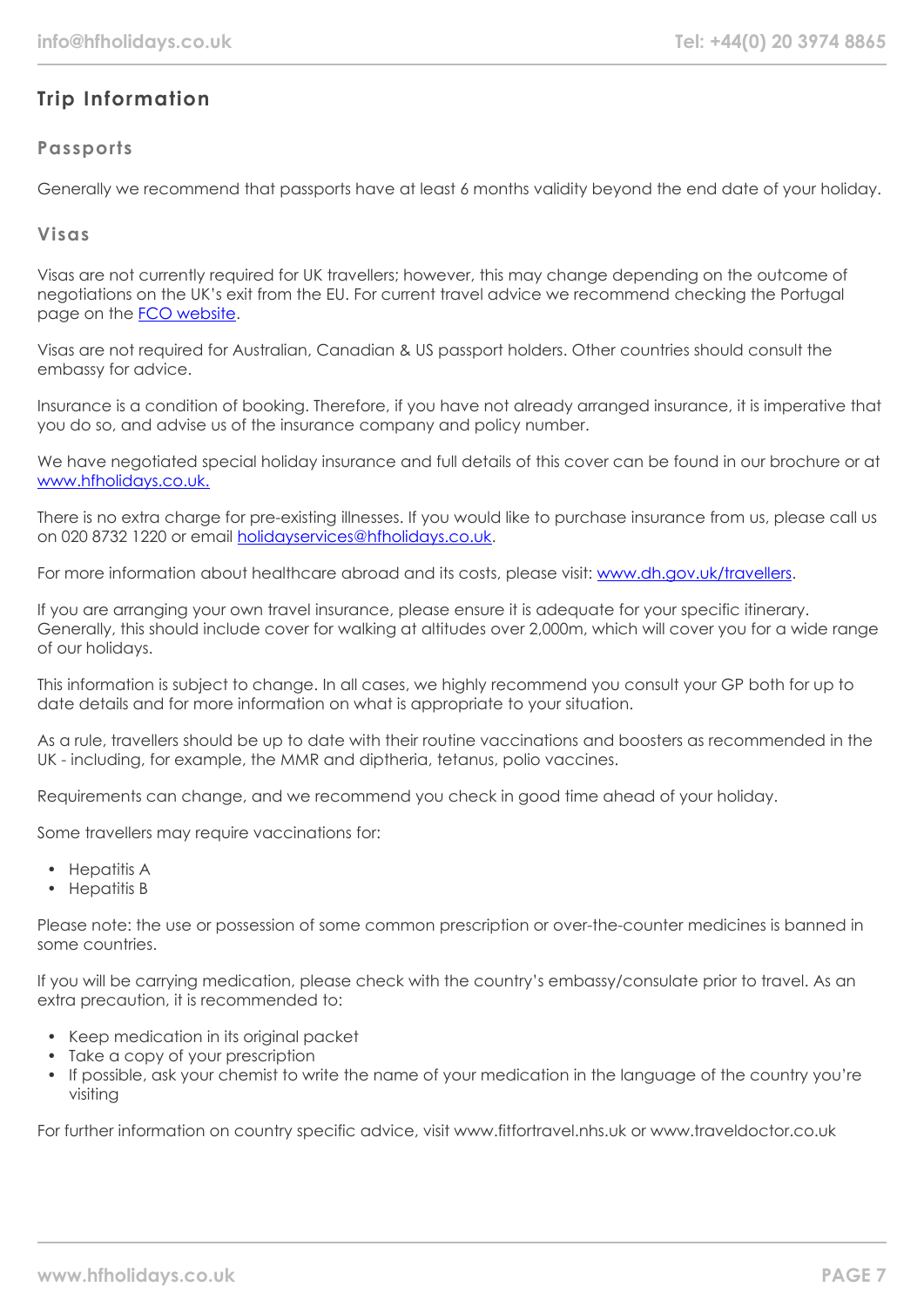## Trip Information

### Passports

Generally we recommend that passports have at least 6 months validity beyond the end date of your holiday.

### Visas

Visas are not currently required for UK travellers; however, this may change depending on the outcome of negotiations on the UK's exit from the EU. For current travel advice we recommend checking the Portugal page on the [FCO website](FCO website).

Visas are not required for Australian, Canadian & US passport holders. Other countries should consult the embassy for advice.

Insurance is a condition of booking. Therefore, if you have not already arranged insurance, it is imperative that you do so, and advise us of the insurance company and policy number.

We have negotiated special holiday insurance and full details of this cover can be found in our brochure or at [www.hfholidays.co.uk.](www.hfholidays.co.uk)

There is no extra charge for pre-existing illnesses. If you would like to purchase insurance from us, please call us on 020 8732 1220 or email [holidayservices@hfholidays.co.uk](mailto:holidayservices@hfholidays.co.uk).

For more information about healthcare abroad and its costs, please visit: [www.dh.gov.uk/travellers](www.dh.gov.uk/travellers).

If you are arranging your own travel insurance, please ensure it is adequate for your specific itinerary. Generally, this should include cover for walking at altitudes over 2,000m, which will cover you for a wide range of our holidays.

This information is subject to change. In all cases, we highly recommend you consult your GP both for up to date details and for more information on what is appropriate to your situation.

As a rule, travellers should be up to date with their routine vaccinations and boosters as recommended in the UK - including, for example, the MMR and diptheria, tetanus, polio vaccines.

Requirements can change, and we recommend you check in good time ahead of your holiday.

Some travellers may require vaccinations for:

- Hepatitis A
- Hepatitis B

Please note: the use or possession of some common prescription or over-the-counter medicines is banned in some countries.

If you will be carrying medication, please check with the country's embassy/consulate prior to travel. As an extra precaution, it is recommended to:

- Keep medication in its original packet
- Take a copy of your prescription
- If possible, ask your chemist to write the name of your medication in the language of the country you're visiting

For further information on country specific advice, visit www.fitfortravel.nhs.uk or www.traveldoctor.co.uk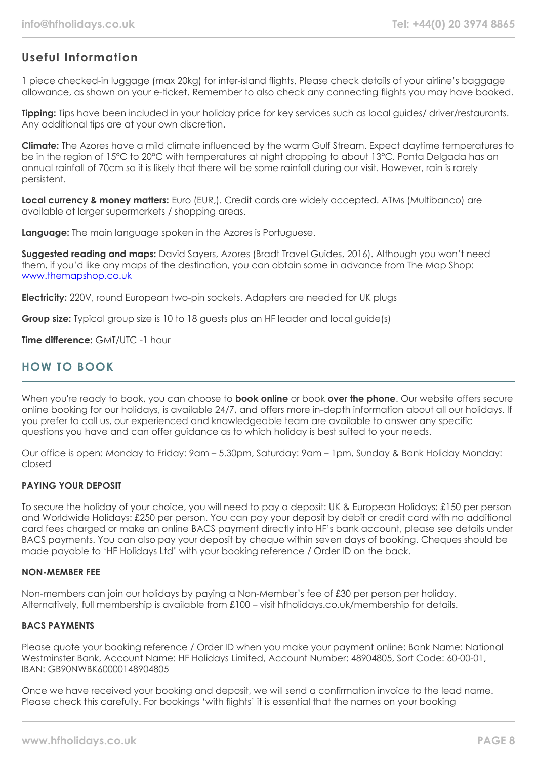## Useful Information

1 piece checked-in luggage (max 20kg) for inter-island flights. Please check details of your airline's baggage allowance, as shown on your e-ticket. Remember to also check any connecting flights you may have booked.

**Tipping:** Tips have been included in your holiday price for key services such as local guides/ driver/restaurants. Any additional tips are at your own discretion.

**Climate:** The Azores have a mild climate influenced by the warm Gulf Stream. Expect daytime temperatures to be in the region of 15°C to 20°C with temperatures at night dropping to about 13°C. Ponta Delgada has an annual rainfall of 70cm so it is likely that there will be some rainfall during our visit. However, rain is rarely persistent.

**Local currency & money matters:** Euro (EUR,). Credit cards are widely accepted. ATMs (Multibanco) are available at larger supermarkets / shopping areas.

**Language:** The main language spoken in the Azores is Portuguese.

**Suggested reading and maps:** David Sayers, Azores (Bradt Travel Guides, 2016). Although you won't need them, if you'd like any maps of the destination, you can obtain some in advance from The Map Shop: [www.themapshop.co.uk](http://www.themapshop.co.uk)

**Electricity:** 220V, round European two-pin sockets. Adapters are needed for UK plugs

**Group size:** Typical group size is 10 to 18 guests plus an HF leader and local guide(s)

**Time difference:** GMT/UTC -1 hour

## HOW TO BOOK

When you're ready to book, you can choose to **book online** or book **over the phone**. Our website offers secure online booking for our holidays, is available 24/7, and offers more in-depth information about all our holidays. If you prefer to call us, our experienced and knowledgeable team are available to answer any specific questions you have and can offer guidance as to which holiday is best suited to your needs.

Our office is open: Monday to Friday: 9am – 5.30pm, Saturday: 9am – 1pm, Sunday & Bank Holiday Monday: closed

### PAYING YOUR DEPOSIT

To secure the holiday of your choice, you will need to pay a deposit: UK & European Holidays: £150 per person and Worldwide Holidays: £250 per person. You can pay your deposit by debit or credit card with no additional card fees charged or make an online BACS payment directly into HF's bank account, please see details under BACS payments. You can also pay your deposit by cheque within seven days of booking. Cheques should be made payable to 'HF Holidays Ltd' with your booking reference / Order ID on the back.

### NON-MEMBER FEE

Non-members can join our holidays by paying a Non-Member's fee of £30 per person per holiday. Alternatively, full membership is available from £100 – visit hfholidays.co.uk/membership for details.

### BACS PAYMENTS

Please quote your booking reference / Order ID when you make your payment online: Bank Name: National Westminster Bank, Account Name: HF Holidays Limited, Account Number: 48904805, Sort Code: 60-00-01, IBAN: GB90NWBK60000148904805

Once we have received your booking and deposit, we will send a confirmation invoice to the lead name. Please check this carefully. For bookings 'with flights' it is essential that the names on your booking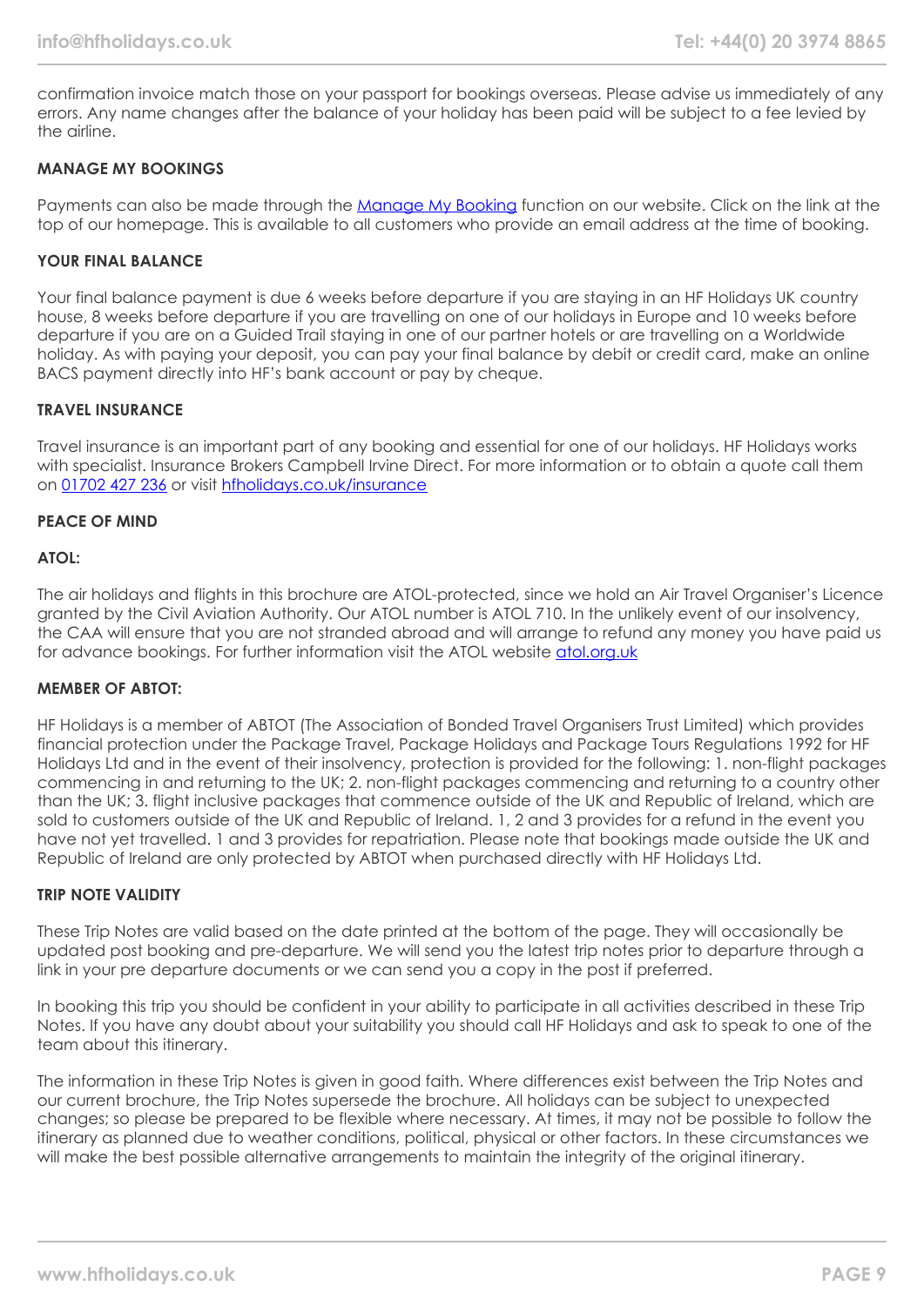confirmation invoice match those on your passport for bookings overseas. Please advise us immediately of any errors. Any name changes after the balance of your holiday has been paid will be subject to a fee levied by the airline.

**MANAGE MY BOOKINGS**

Payments can also be made through the [Manage My Booking](#) function on our website. Click on the link at the top of our homepage. This is available to all customers who provide an email address at the time of booking.

**YOUR FINAL BALANCE**

Your final balance payment is due 6 weeks before departure if you are staying in an HF Holidays UK country house, 8 weeks before departure if you are travelling on one of our holidays in Europe and 10 weeks before departure if you are on a Guided Trail staying in one of our partner hotels or are travelling on a Worldwide holiday. As with paying your deposit, you can pay your final balance by debit or credit card, make an online BACS payment directly into HF's bank account or pay by cheque.

**TRAVEL INSURANCE**

Travel insurance is an important part of any booking and essential for one of our holidays. HF Holidays works with specialist. Insurance Brokers Campbell Irvine Direct. For more information or to obtain a quote call them on [01702 427 236](#) or visit [hfholidays.co.uk/insurance](#)

**PEACE OF MIND**

**ATOL:**

The air holidays and flights in this brochure are ATOL-protected, since we hold an Air Travel Organiser's Licence granted by the Civil Aviation Authority. Our ATOL number is ATOL 710. In the unlikely event of our insolvency, the CAA will ensure that you are not stranded abroad and will arrange to refund any money you have paid us for advance bookings. For further information visit the ATOL website [atol.org.uk](#)

**MEMBER OF ABTOT:**

HF Holidays is a member of ABTOT (The Association of Bonded Travel Organisers Trust Limited) which provides financial protection under the Package Travel, Package Holidays and Package Tours Regulations 1992 for HF Holidays Ltd and in the event of their insolvency, protection is provided for the following: 1. non-flight packages commencing in and returning to the UK; 2. non-flight packages commencing and returning to a country other than the UK; 3. flight inclusive packages that commence outside of the UK and Republic of Ireland, which are sold to customers outside of the UK and Republic of Ireland. 1, 2 and 3 provides for a refund in the event you have not yet travelled. 1 and 3 provides for repatriation. Please note that bookings made outside the UK and Republic of Ireland are only protected by ABTOT when purchased directly with HF Holidays Ltd.

**TRIP NOTE VALIDITY**

These Trip Notes are valid based on the date printed at the bottom of the page. They will occasionally be updated post booking and pre-departure. We will send you the latest trip notes prior to departure through a link in your pre departure documents or we can send you a copy in the post if preferred.

In booking this trip you should be confident in your ability to participate in all activities described in these Trip Notes. If you have any doubt about your suitability you should call HF Holidays and ask to speak to one of the team about this itinerary.

The information in these Trip Notes is given in good faith. Where differences exist between the Trip Notes and our current brochure, the Trip Notes supersede the brochure. All holidays can be subject to unexpected changes; so please be prepared to be flexible where necessary. At times, it may not be possible to follow the itinerary as planned due to weather conditions, political, physical or other factors. In these circumstances we will make the best possible alternative arrangements to maintain the integrity of the original itinerary.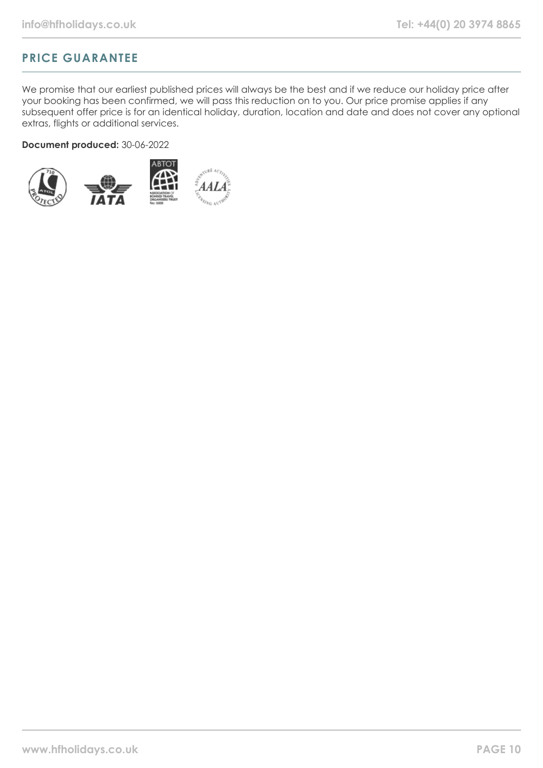## PRICE GUARANTEE

We promise that our earliest published prices will always be the best and if we reduce our holiday price after your booking has been confirmed, we will pass this reduction on to you. Our price promise applies if any subsequent offer price is for an identical holiday, duration, location and date and does not cover any optional extras, flights or additional services.

**Document produced:** 30-06-2022